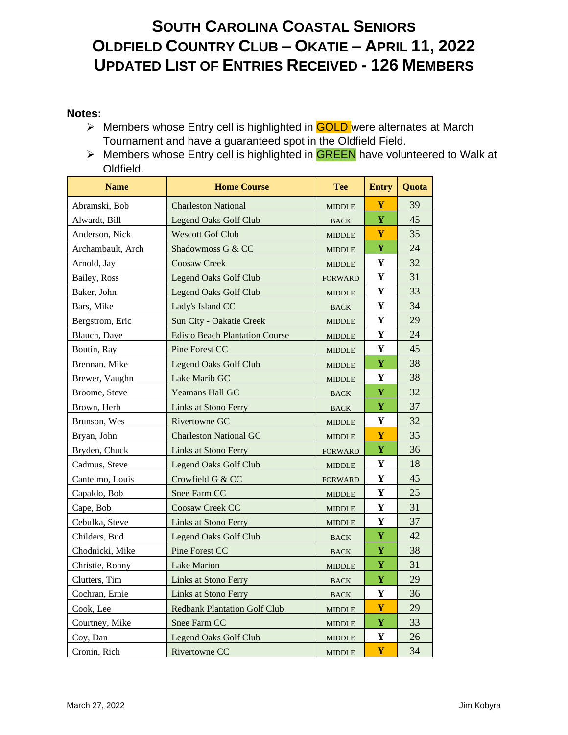# SOUTH CAROLINA COASTAL SENIORS
# OLDFIELD COUNTRY CLUB – OKATIE – APRIL 11, 2022
# UPDATED LIST OF ENTRIES RECEIVED - 126 MEMBERS

**Notes:**

- Members whose Entry cell is highlighted in GOLD were alternates at March Tournament and have a guaranteed spot in the Oldfield Field.
- Members whose Entry cell is highlighted in GREEN have volunteered to Walk at Oldfield.

| Name | Home Course | Tee | Entry | Quota |
|---|---|---|---|---|
| Abramski, Bob | Charleston National | MIDDLE | Y | 39 |
| Alwardt, Bill | Legend Oaks Golf Club | BACK | Y | 45 |
| Anderson, Nick | Wescott Gof Club | MIDDLE | Y | 35 |
| Archambault, Arch | Shadowmoss G & CC | MIDDLE | Y | 24 |
| Arnold, Jay | Coosaw Creek | MIDDLE | Y | 32 |
| Bailey, Ross | Legend Oaks Golf Club | FORWARD | Y | 31 |
| Baker, John | Legend Oaks Golf Club | MIDDLE | Y | 33 |
| Bars, Mike | Lady's Island CC | BACK | Y | 34 |
| Bergstrom, Eric | Sun City - Oakatie Creek | MIDDLE | Y | 29 |
| Blauch, Dave | Edisto Beach Plantation Course | MIDDLE | Y | 24 |
| Boutin, Ray | Pine Forest CC | MIDDLE | Y | 45 |
| Brennan, Mike | Legend Oaks Golf Club | MIDDLE | Y | 38 |
| Brewer, Vaughn | Lake Marib GC | MIDDLE | Y | 38 |
| Broome, Steve | Yeamans Hall GC | BACK | Y | 32 |
| Brown, Herb | Links at Stono Ferry | BACK | Y | 37 |
| Brunson, Wes | Rivertowne GC | MIDDLE | Y | 32 |
| Bryan, John | Charleston National GC | MIDDLE | Y | 35 |
| Bryden, Chuck | Links at Stono Ferry | FORWARD | Y | 36 |
| Cadmus, Steve | Legend Oaks Golf Club | MIDDLE | Y | 18 |
| Cantelmo, Louis | Crowfield G & CC | FORWARD | Y | 45 |
| Capaldo, Bob | Snee Farm CC | MIDDLE | Y | 25 |
| Cape, Bob | Coosaw Creek CC | MIDDLE | Y | 31 |
| Cebulka, Steve | Links at Stono Ferry | MIDDLE | Y | 37 |
| Childers, Bud | Legend Oaks Golf Club | BACK | Y | 42 |
| Chodnicki, Mike | Pine Forest CC | BACK | Y | 38 |
| Christie, Ronny | Lake Marion | MIDDLE | Y | 31 |
| Clutters, Tim | Links at Stono Ferry | BACK | Y | 29 |
| Cochran, Ernie | Links at Stono Ferry | BACK | Y | 36 |
| Cook, Lee | Redbank Plantation Golf Club | MIDDLE | Y | 29 |
| Courtney, Mike | Snee Farm CC | MIDDLE | Y | 33 |
| Coy, Dan | Legend Oaks Golf Club | MIDDLE | Y | 26 |
| Cronin, Rich | Rivertowne CC | MIDDLE | Y | 34 |

March 27, 2022 Jim Kobyra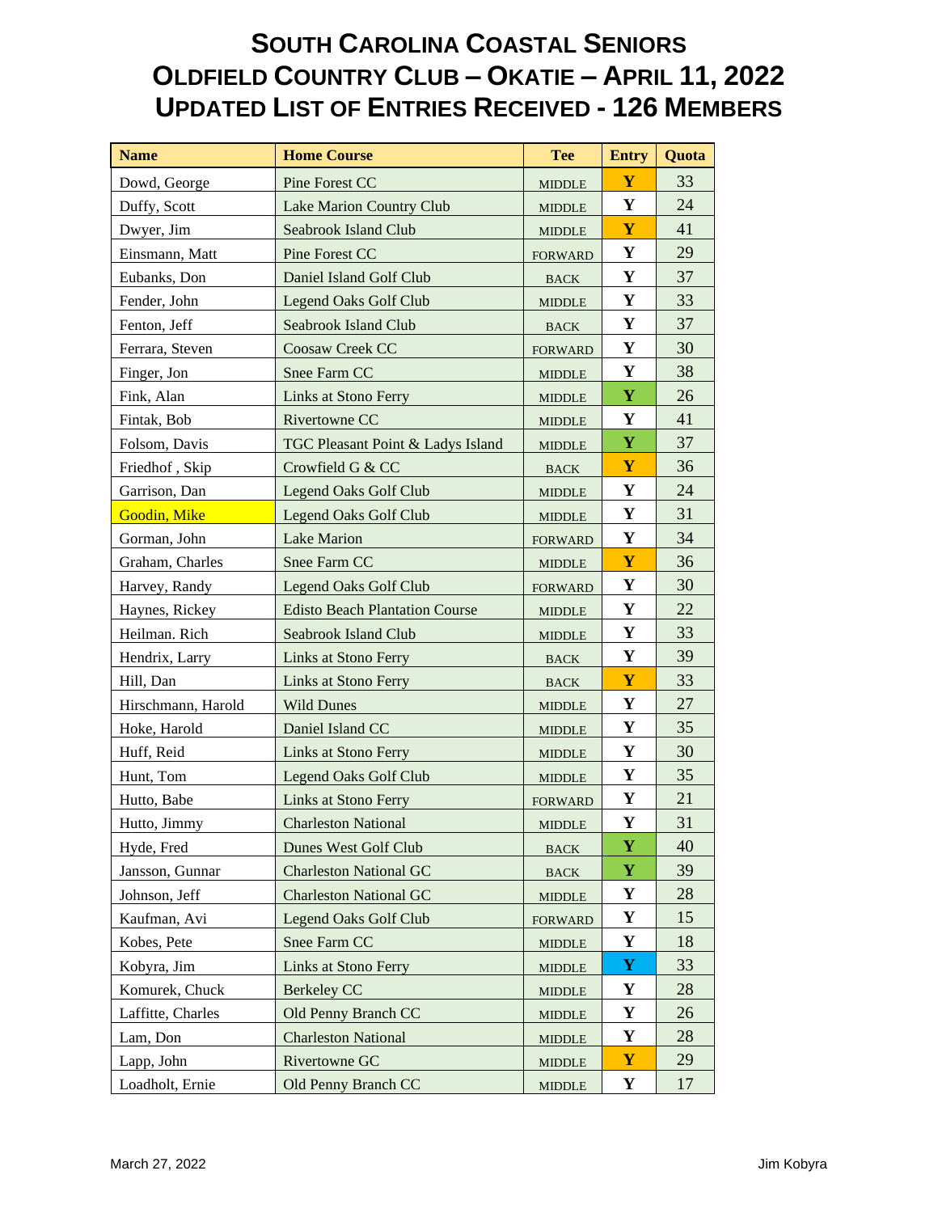# South Carolina Coastal Seniors
# Oldfield Country Club – Okatie – April 11, 2022
# Updated List of Entries Received - 126 Members

| Name | Home Course | Tee | Entry | Quota |
|---|---|---|---|---|
| Dowd, George | Pine Forest CC | MIDDLE | Y | 33 |
| Duffy, Scott | Lake Marion Country Club | MIDDLE | Y | 24 |
| Dwyer, Jim | Seabrook Island Club | MIDDLE | Y | 41 |
| Einsmann, Matt | Pine Forest CC | FORWARD | Y | 29 |
| Eubanks, Don | Daniel Island Golf Club | BACK | Y | 37 |
| Fender, John | Legend Oaks Golf Club | MIDDLE | Y | 33 |
| Fenton, Jeff | Seabrook Island Club | BACK | Y | 37 |
| Ferrara, Steven | Coosaw Creek CC | FORWARD | Y | 30 |
| Finger, Jon | Snee Farm CC | MIDDLE | Y | 38 |
| Fink, Alan | Links at Stono Ferry | MIDDLE | Y | 26 |
| Fintak, Bob | Rivertowne CC | MIDDLE | Y | 41 |
| Folsom, Davis | TGC Pleasant Point & Ladys Island | MIDDLE | Y | 37 |
| Friedhof , Skip | Crowfield G & CC | BACK | Y | 36 |
| Garrison, Dan | Legend Oaks Golf Club | MIDDLE | Y | 24 |
| Goodin, Mike | Legend Oaks Golf Club | MIDDLE | Y | 31 |
| Gorman, John | Lake Marion | FORWARD | Y | 34 |
| Graham, Charles | Snee Farm CC | MIDDLE | Y | 36 |
| Harvey, Randy | Legend Oaks Golf Club | FORWARD | Y | 30 |
| Haynes, Rickey | Edisto Beach Plantation Course | MIDDLE | Y | 22 |
| Heilman. Rich | Seabrook Island Club | MIDDLE | Y | 33 |
| Hendrix, Larry | Links at Stono Ferry | BACK | Y | 39 |
| Hill, Dan | Links at Stono Ferry | BACK | Y | 33 |
| Hirschmann, Harold | Wild Dunes | MIDDLE | Y | 27 |
| Hoke, Harold | Daniel Island CC | MIDDLE | Y | 35 |
| Huff, Reid | Links at Stono Ferry | MIDDLE | Y | 30 |
| Hunt, Tom | Legend Oaks Golf Club | MIDDLE | Y | 35 |
| Hutto, Babe | Links at Stono Ferry | FORWARD | Y | 21 |
| Hutto, Jimmy | Charleston National | MIDDLE | Y | 31 |
| Hyde, Fred | Dunes West Golf Club | BACK | Y | 40 |
| Jansson, Gunnar | Charleston National GC | BACK | Y | 39 |
| Johnson, Jeff | Charleston National GC | MIDDLE | Y | 28 |
| Kaufman, Avi | Legend Oaks Golf Club | FORWARD | Y | 15 |
| Kobes, Pete | Snee Farm CC | MIDDLE | Y | 18 |
| Kobyra, Jim | Links at Stono Ferry | MIDDLE | Y | 33 |
| Komurek, Chuck | Berkeley CC | MIDDLE | Y | 28 |
| Laffitte, Charles | Old Penny Branch CC | MIDDLE | Y | 26 |
| Lam, Don | Charleston National | MIDDLE | Y | 28 |
| Lapp, John | Rivertowne GC | MIDDLE | Y | 29 |
| Loadholt, Ernie | Old Penny Branch CC | MIDDLE | Y | 17 |

March 27, 2022 Jim Kobyra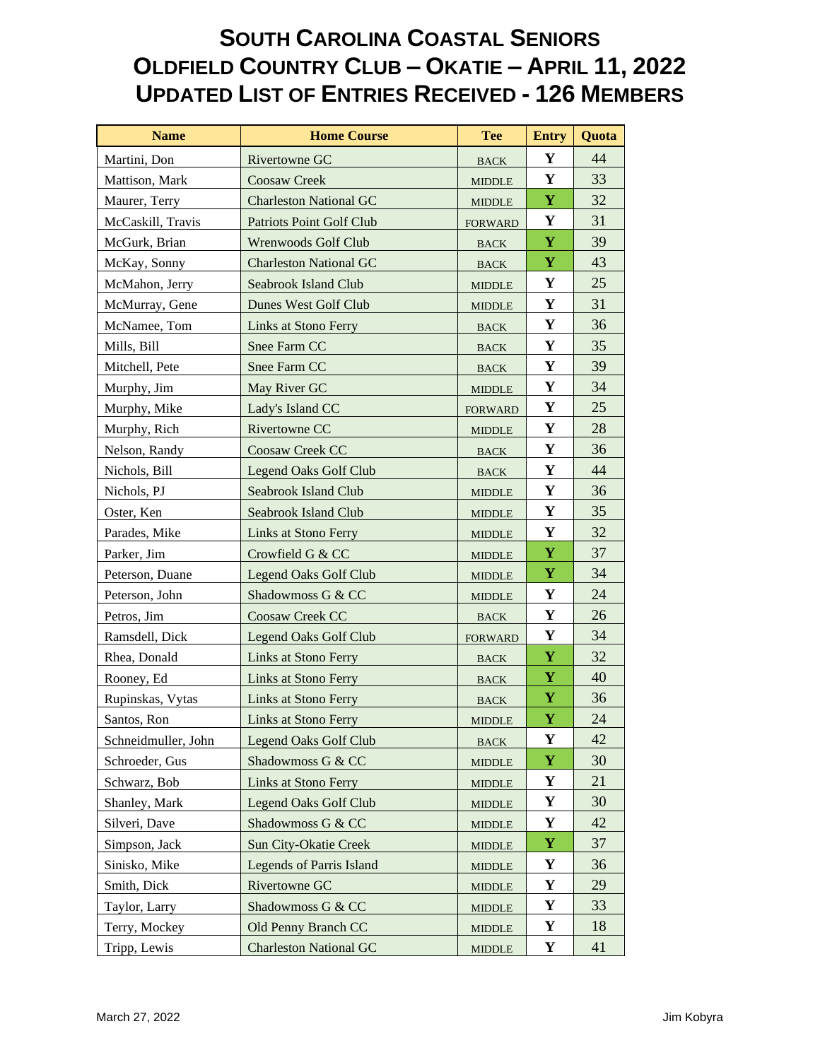# SOUTH CAROLINA COASTAL SENIORS
# OLDFIELD COUNTRY CLUB – OKATIE – APRIL 11, 2022
# UPDATED LIST OF ENTRIES RECEIVED - 126 MEMBERS

| Name | Home Course | Tee | Entry | Quota |
|---|---|---|---|---|
| Martini, Don | Rivertowne GC | BACK | Y | 44 |
| Mattison, Mark | Coosaw Creek | MIDDLE | Y | 33 |
| Maurer, Terry | Charleston National GC | MIDDLE | Y | 32 |
| McCaskill, Travis | Patriots Point Golf Club | FORWARD | Y | 31 |
| McGurk, Brian | Wrenwoods Golf Club | BACK | Y | 39 |
| McKay, Sonny | Charleston National GC | BACK | Y | 43 |
| McMahon, Jerry | Seabrook Island Club | MIDDLE | Y | 25 |
| McMurray, Gene | Dunes West Golf Club | MIDDLE | Y | 31 |
| McNamee, Tom | Links at Stono Ferry | BACK | Y | 36 |
| Mills, Bill | Snee Farm CC | BACK | Y | 35 |
| Mitchell, Pete | Snee Farm CC | BACK | Y | 39 |
| Murphy, Jim | May River GC | MIDDLE | Y | 34 |
| Murphy, Mike | Lady's Island CC | FORWARD | Y | 25 |
| Murphy, Rich | Rivertowne CC | MIDDLE | Y | 28 |
| Nelson, Randy | Coosaw Creek CC | BACK | Y | 36 |
| Nichols, Bill | Legend Oaks Golf Club | BACK | Y | 44 |
| Nichols, PJ | Seabrook Island Club | MIDDLE | Y | 36 |
| Oster, Ken | Seabrook Island Club | MIDDLE | Y | 35 |
| Parades, Mike | Links at Stono Ferry | MIDDLE | Y | 32 |
| Parker, Jim | Crowfield G & CC | MIDDLE | Y | 37 |
| Peterson, Duane | Legend Oaks Golf Club | MIDDLE | Y | 34 |
| Peterson, John | Shadowmoss G & CC | MIDDLE | Y | 24 |
| Petros, Jim | Coosaw Creek CC | BACK | Y | 26 |
| Ramsdell, Dick | Legend Oaks Golf Club | FORWARD | Y | 34 |
| Rhea, Donald | Links at Stono Ferry | BACK | Y | 32 |
| Rooney, Ed | Links at Stono Ferry | BACK | Y | 40 |
| Rupinskas, Vytas | Links at Stono Ferry | BACK | Y | 36 |
| Santos, Ron | Links at Stono Ferry | MIDDLE | Y | 24 |
| Schneidmuller, John | Legend Oaks Golf Club | BACK | Y | 42 |
| Schroeder, Gus | Shadowmoss G & CC | MIDDLE | Y | 30 |
| Schwarz, Bob | Links at Stono Ferry | MIDDLE | Y | 21 |
| Shanley, Mark | Legend Oaks Golf Club | MIDDLE | Y | 30 |
| Silveri, Dave | Shadowmoss G & CC | MIDDLE | Y | 42 |
| Simpson, Jack | Sun City-Okatie Creek | MIDDLE | Y | 37 |
| Sinisko, Mike | Legends of Parris Island | MIDDLE | Y | 36 |
| Smith, Dick | Rivertowne GC | MIDDLE | Y | 29 |
| Taylor, Larry | Shadowmoss G & CC | MIDDLE | Y | 33 |
| Terry, Mockey | Old Penny Branch CC | MIDDLE | Y | 18 |
| Tripp, Lewis | Charleston National GC | MIDDLE | Y | 41 |

March 27, 2022 Jim Kobyra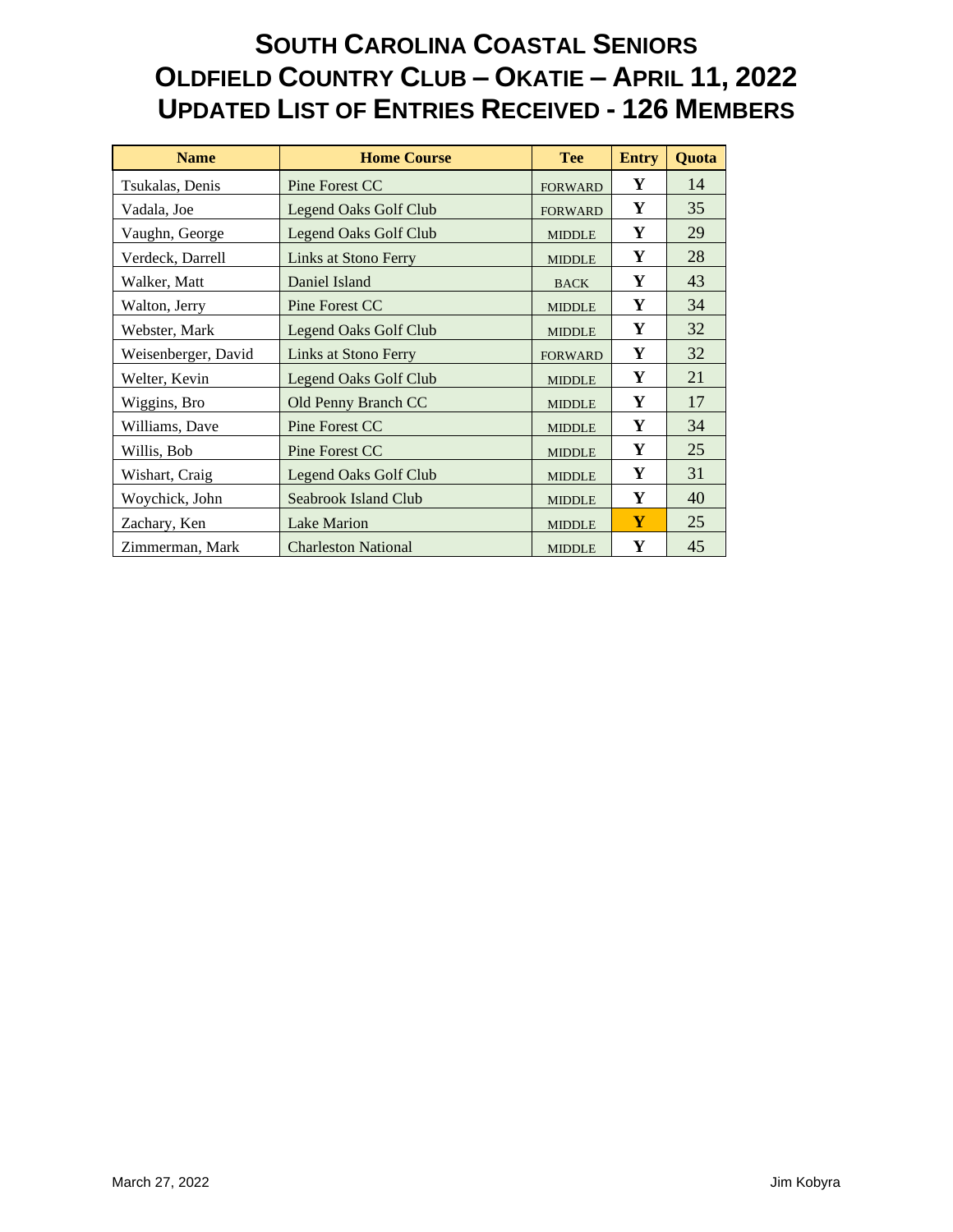# SOUTH CAROLINA COASTAL SENIORS
# OLDFIELD COUNTRY CLUB – OKATIE – APRIL 11, 2022
# UPDATED LIST OF ENTRIES RECEIVED - 126 MEMBERS

| Name | Home Course | Tee | Entry | Quota |
|---|---|---|---|---|
| Tsukalas, Denis | Pine Forest CC | FORWARD | Y | 14 |
| Vadala, Joe | Legend Oaks Golf Club | FORWARD | Y | 35 |
| Vaughn, George | Legend Oaks Golf Club | MIDDLE | Y | 29 |
| Verdeck, Darrell | Links at Stono Ferry | MIDDLE | Y | 28 |
| Walker, Matt | Daniel Island | BACK | Y | 43 |
| Walton, Jerry | Pine Forest CC | MIDDLE | Y | 34 |
| Webster, Mark | Legend Oaks Golf Club | MIDDLE | Y | 32 |
| Weisenberger, David | Links at Stono Ferry | FORWARD | Y | 32 |
| Welter, Kevin | Legend Oaks Golf Club | MIDDLE | Y | 21 |
| Wiggins, Bro | Old Penny Branch CC | MIDDLE | Y | 17 |
| Williams, Dave | Pine Forest CC | MIDDLE | Y | 34 |
| Willis, Bob | Pine Forest CC | MIDDLE | Y | 25 |
| Wishart, Craig | Legend Oaks Golf Club | MIDDLE | Y | 31 |
| Woychick, John | Seabrook Island Club | MIDDLE | Y | 40 |
| Zachary, Ken | Lake Marion | MIDDLE | Y | 25 |
| Zimmerman, Mark | Charleston National | MIDDLE | Y | 45 |

March 27, 2022

Jim Kobyra